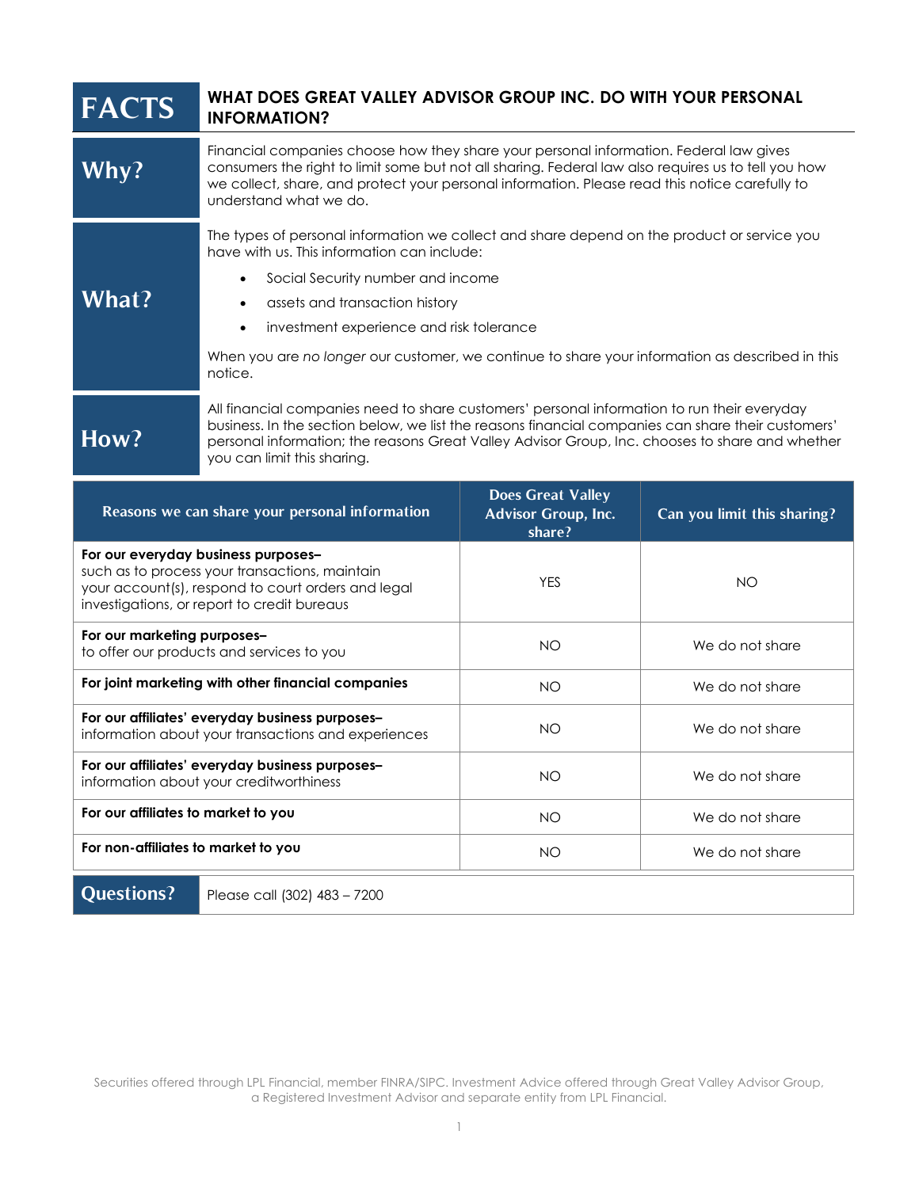# FACTS — WHAT DOES GREAT VALLEY ADVISOR GROUP INC. DO WITH YOUR PERSONAL INFORMATION?

## Why?

Financial companies choose how they share your personal information. Federal law gives consumers the right to limit some but not all sharing. Federal law also requires us to tell you how we collect, share, and protect your personal information. Please read this notice carefully to understand what we do.

## What?

The types of personal information we collect and share depend on the product or service you have with us. This information can include:

- Social Security number and income
- assets and transaction history
- investment experience and risk tolerance

When you are *no longer* our customer, we continue to share your information as described in this notice.

## How?

All financial companies need to share customers' personal information to run their everyday business. In the section below, we list the reasons financial companies can share their customers' personal information; the reasons Great Valley Advisor Group, Inc. chooses to share and whether you can limit this sharing.

| Reasons we can share your personal information | Does Great Valley Advisor Group, Inc. share? | Can you limit this sharing? |
|---|---|---|
| **For our everyday business purposes–** such as to process your transactions, maintain your account(s), respond to court orders and legal investigations, or report to credit bureaus | YES | NO |
| **For our marketing purposes–** to offer our products and services to you | NO | We do not share |
| **For joint marketing with other financial companies** | NO | We do not share |
| **For our affiliates' everyday business purposes–** information about your transactions and experiences | NO | We do not share |
| **For our affiliates' everyday business purposes–** information about your creditworthiness | NO | We do not share |
| **For our affiliates to market to you** | NO | We do not share |
| **For non-affiliates to market to you** | NO | We do not share |

## Questions?

Please call (302) 483 – 7200

Securities offered through LPL Financial, member FINRA/SIPC. Investment Advice offered through Great Valley Advisor Group, a Registered Investment Advisor and separate entity from LPL Financial.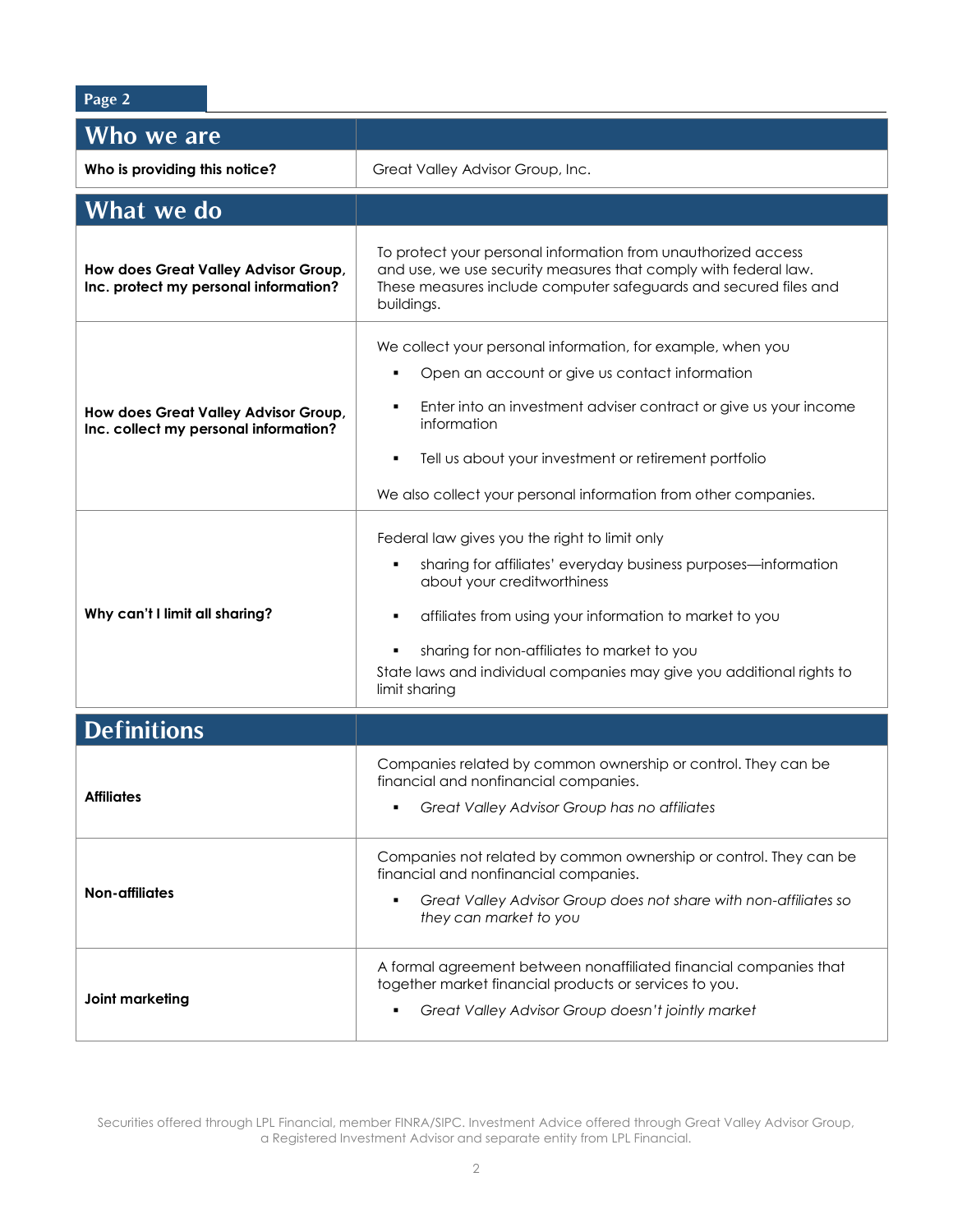| Who we are | |
|---|---|
| **Who is providing this notice?** | Great Valley Advisor Group, Inc. |

| What we do | |
|---|---|
| **How does Great Valley Advisor Group, Inc. protect my personal information?** | To protect your personal information from unauthorized access and use, we use security measures that comply with federal law. These measures include computer safeguards and secured files and buildings. |
| **How does Great Valley Advisor Group, Inc. collect my personal information?** | We collect your personal information, for example, when you<br>▪ Open an account or give us contact information<br>▪ Enter into an investment adviser contract or give us your income information<br>▪ Tell us about your investment or retirement portfolio<br><br>We also collect your personal information from other companies. |
| **Why can't I limit all sharing?** | Federal law gives you the right to limit only<br>▪ sharing for affiliates' everyday business purposes—information about your creditworthiness<br>▪ affiliates from using your information to market to you<br>▪ sharing for non-affiliates to market to you<br>State laws and individual companies may give you additional rights to limit sharing |

| Definitions | |
|---|---|
| **Affiliates** | Companies related by common ownership or control. They can be financial and nonfinancial companies.<br>▪ *Great Valley Advisor Group has no affiliates* |
| **Non-affiliates** | Companies not related by common ownership or control. They can be financial and nonfinancial companies.<br>▪ *Great Valley Advisor Group does not share with non-affiliates so they can market to you* |
| **Joint marketing** | A formal agreement between nonaffiliated financial companies that together market financial products or services to you.<br>▪ *Great Valley Advisor Group doesn't jointly market* |

Securities offered through LPL Financial, member FINRA/SIPC. Investment Advice offered through Great Valley Advisor Group, a Registered Investment Advisor and separate entity from LPL Financial.